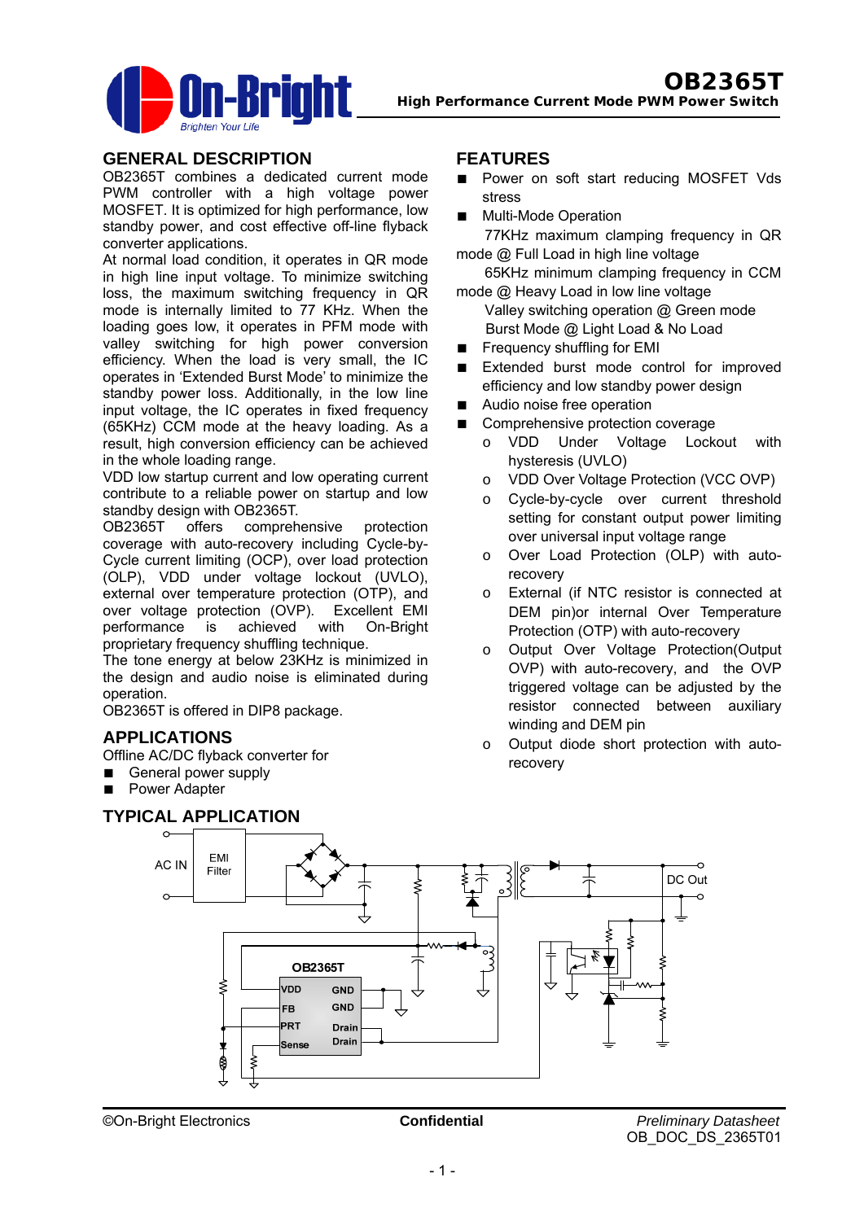# OB2365T

**High Performance Current Mode PWM Power Switch**

## GENERAL DESCRIPTION

OB2365T combines a dedicated current mode PWM controller with a high voltage power MOSFET. It is optimized for high performance, low standby power, and cost effective off-line flyback converter applications.

At normal load condition, it operates in QR mode in high line input voltage. To minimize switching loss, the maximum switching frequency in QR mode is internally limited to 77 KHz. When the loading goes low, it operates in PFM mode with valley switching for high power conversion efficiency. When the load is very small, the IC operates in 'Extended Burst Mode' to minimize the standby power loss. Additionally, in the low line input voltage, the IC operates in fixed frequency (65KHz) CCM mode at the heavy loading. As a result, high conversion efficiency can be achieved in the whole loading range.

VDD low startup current and low operating current contribute to a reliable power on startup and low standby design with OB2365T.

OB2365T offers comprehensive protection coverage with auto-recovery including Cycle-by-Cycle current limiting (OCP), over load protection (OLP), VDD under voltage lockout (UVLO), external over temperature protection (OTP), and over voltage protection (OVP). Excellent EMI performance is achieved with On-Bright proprietary frequency shuffling technique.

The tone energy at below 23KHz is minimized in the design and audio noise is eliminated during operation.

OB2365T is offered in DIP8 package.

## APPLICATIONS

Offline AC/DC flyback converter for

- General power supply
- Power Adapter

## FEATURES

- Power on soft start reducing MOSFET Vds stress
- Multi-Mode Operation
  - 77KHz maximum clamping frequency in QR mode @ Full Load in high line voltage
  - 65KHz minimum clamping frequency in CCM mode @ Heavy Load in low line voltage
  - Valley switching operation @ Green mode
  - Burst Mode @ Light Load & No Load
- Frequency shuffling for EMI
- Extended burst mode control for improved efficiency and low standby power design
- Audio noise free operation
- Comprehensive protection coverage
  - VDD Under Voltage Lockout with hysteresis (UVLO)
  - VDD Over Voltage Protection (VCC OVP)
  - Cycle-by-cycle over current threshold setting for constant output power limiting over universal input voltage range
  - Over Load Protection (OLP) with auto-recovery
  - External (if NTC resistor is connected at DEM pin)or internal Over Temperature Protection (OTP) with auto-recovery
  - Output Over Voltage Protection(Output OVP) with auto-recovery, and the OVP triggered voltage can be adjusted by the resistor connected between auxiliary winding and DEM pin
  - Output diode short protection with auto-recovery

## TYPICAL APPLICATION

AC IN — EMI Filter — OB2365T (VDD, FB, PRT, Sense, GND, GND, Drain, Drain) — DC Out

©On-Bright Electronics | **Confidential** | *Preliminary Datasheet* OB_DOC_DS_2365T01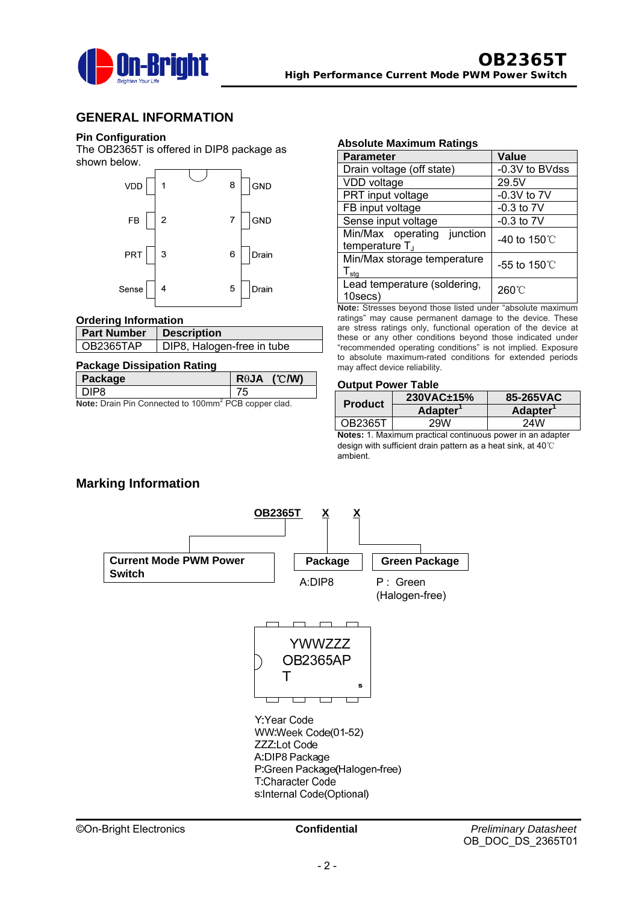## GENERAL INFORMATION

### Pin Configuration

The OB2365T is offered in DIP8 package as shown below.

| Pin | Name | Pin | Name |
|---|---|---|---|
| 1 | VDD | 8 | GND |
| 2 | FB | 7 | GND |
| 3 | PRT | 6 | Drain |
| 4 | Sense | 5 | Drain |

### Ordering Information

| Part Number | Description |
|---|---|
| OB2365TAP | DIP8, Halogen-free in tube |

### Package Dissipation Rating

| Package | RθJA (℃/W) |
|---|---|
| DIP8 | 75 |

**Note:** Drain Pin Connected to 100mm$^2$ PCB copper clad.

### Absolute Maximum Ratings

| Parameter | Value |
|---|---|
| Drain voltage (off state) | -0.3V to BVdss |
| VDD voltage | 29.5V |
| PRT input voltage | -0.3V to 7V |
| FB input voltage | -0.3 to 7V |
| Sense input voltage | -0.3 to 7V |
| Min/Max operating junction temperature $T_J$ | -40 to 150℃ |
| Min/Max storage temperature $T_{stg}$ | -55 to 150℃ |
| Lead temperature (soldering, 10secs) | 260℃ |

**Note:** Stresses beyond those listed under "absolute maximum ratings" may cause permanent damage to the device. These are stress ratings only, functional operation of the device at these or any other conditions beyond those indicated under "recommended operating conditions" is not implied. Exposure to absolute maximum-rated conditions for extended periods may affect device reliability.

### Output Power Table

| Product | 230VAC±15% Adapter[1] | 85-265VAC Adapter[1] |
|---|---|---|
| OB2365T | 29W | 24W |

**Notes:** 1. Maximum practical continuous power in an adapter design with sufficient drain pattern as a heat sink, at 40℃ ambient.

## Marking Information

**OB2365T X X**

- OB2365T: Current Mode PWM Power Switch
- X: Package — A:DIP8
- X: Green Package — P : Green (Halogen-free)

```
YWWZZZ
OB2365AP
T
        s
```

Y:Year Code
WW:Week Code(01-52)
ZZZ:Lot Code
A:DIP8 Package
P:Green Package(Halogen-free)
T:Character Code
s:Internal Code(Optional)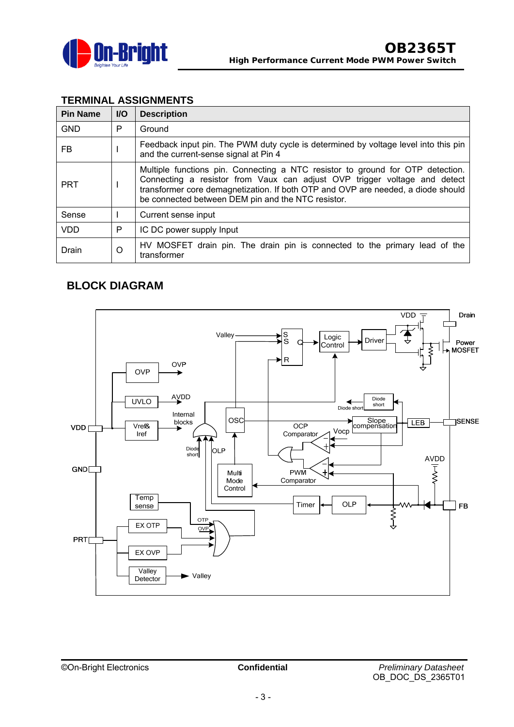## TERMINAL ASSIGNMENTS

| Pin Name | I/O | Description |
|---|---|---|
| GND | P | Ground |
| FB | I | Feedback input pin. The PWM duty cycle is determined by voltage level into this pin and the current-sense signal at Pin 4 |
| PRT | I | Multiple functions pin. Connecting a NTC resistor to ground for OTP detection. Connecting a resistor from Vaux can adjust OVP trigger voltage and detect transformer core demagnetization. If both OTP and OVP are needed, a diode should be connected between DEM pin and the NTC resistor. |
| Sense | I | Current sense input |
| VDD | P | IC DC power supply Input |
| Drain | O | HV MOSFET drain pin. The drain pin is connected to the primary lead of the transformer |

## BLOCK DIAGRAM

VDD
Drain
Valley
S
S
Q
R
Logic Control
Driver
Power MOSFET
OVP
OVP
UVLO
AVDD
Internal blocks
Diode short
Diode short
VDD
Vref& Iref
OSC
OCP Comparator
Vocp
Slope compensation
LEB
SENSE
Diode short
OLP
AVDD
GND
Multi Mode Control
PWM Comparator
Temp sense
Timer
OLP
FB
EX OTP
OTP
OVP
PRT
EX OVP
Valley Detector
Valley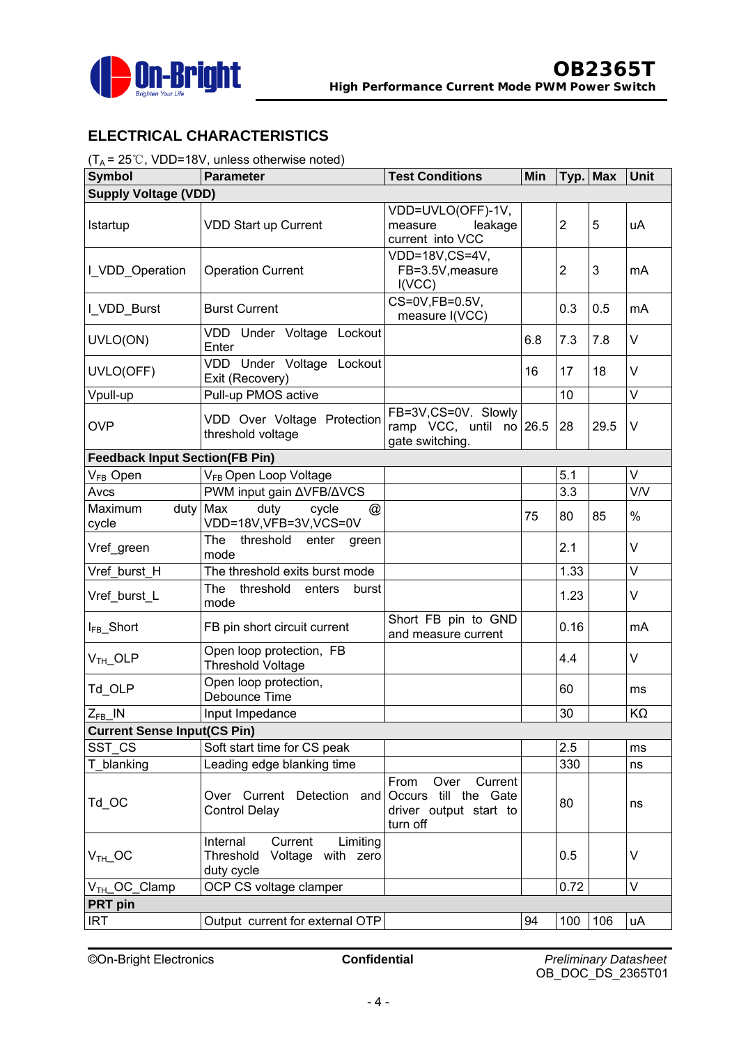## ELECTRICAL CHARACTERISTICS

($T_A$ = 25℃, VDD=18V, unless otherwise noted)

| Symbol | Parameter | Test Conditions | Min | Typ. | Max | Unit |
|---|---|---|---|---|---|---|
| **Supply Voltage (VDD)** | | | | | | |
| Istartup | VDD Start up Current | VDD=UVLO(OFF)-1V, measure leakage current into VCC | | 2 | 5 | uA |
| I_VDD_Operation | Operation Current | VDD=18V,CS=4V, FB=3.5V,measure I(VCC) | | 2 | 3 | mA |
| I_VDD_Burst | Burst Current | CS=0V,FB=0.5V, measure I(VCC) | | 0.3 | 0.5 | mA |
| UVLO(ON) | VDD Under Voltage Lockout Enter | | 6.8 | 7.3 | 7.8 | V |
| UVLO(OFF) | VDD Under Voltage Lockout Exit (Recovery) | | 16 | 17 | 18 | V |
| Vpull-up | Pull-up PMOS active | | | 10 | | V |
| OVP | VDD Over Voltage Protection threshold voltage | FB=3V,CS=0V. Slowly ramp VCC, until no gate switching. | 26.5 | 28 | 29.5 | V |
| **Feedback Input Section(FB Pin)** | | | | | | |
| $V_{FB}$ Open | $V_{FB}$ Open Loop Voltage | | | 5.1 | | V |
| Avcs | PWM input gain ΔVFB/ΔVCS | | | 3.3 | | V/V |
| Maximum duty cycle | Max duty cycle @ VDD=18V,VFB=3V,VCS=0V | | 75 | 80 | 85 | % |
| Vref_green | The threshold enter green mode | | | 2.1 | | V |
| Vref_burst_H | The threshold exits burst mode | | | 1.33 | | V |
| Vref_burst_L | The threshold enters burst mode | | | 1.23 | | V |
| $I_{FB}$_Short | FB pin short circuit current | Short FB pin to GND and measure current | | 0.16 | | mA |
| $V_{TH}$_OLP | Open loop protection, FB Threshold Voltage | | | 4.4 | | V |
| Td_OLP | Open loop protection, Debounce Time | | | 60 | | ms |
| $Z_{FB}$_IN | Input Impedance | | | 30 | | KΩ |
| **Current Sense Input(CS Pin)** | | | | | | |
| SST_CS | Soft start time for CS peak | | | 2.5 | | ms |
| T_blanking | Leading edge blanking time | | | 330 | | ns |
| Td_OC | Over Current Detection and Control Delay | From Over Current Occurs till the Gate driver output start to turn off | | 80 | | ns |
| $V_{TH}$_OC | Internal Current Limiting Threshold Voltage with zero duty cycle | | | 0.5 | | V |
| $V_{TH}$_OC_Clamp | OCP CS voltage clamper | | | 0.72 | | V |
| **PRT pin** | | | | | | |
| IRT | Output current for external OTP | | 94 | 100 | 106 | uA |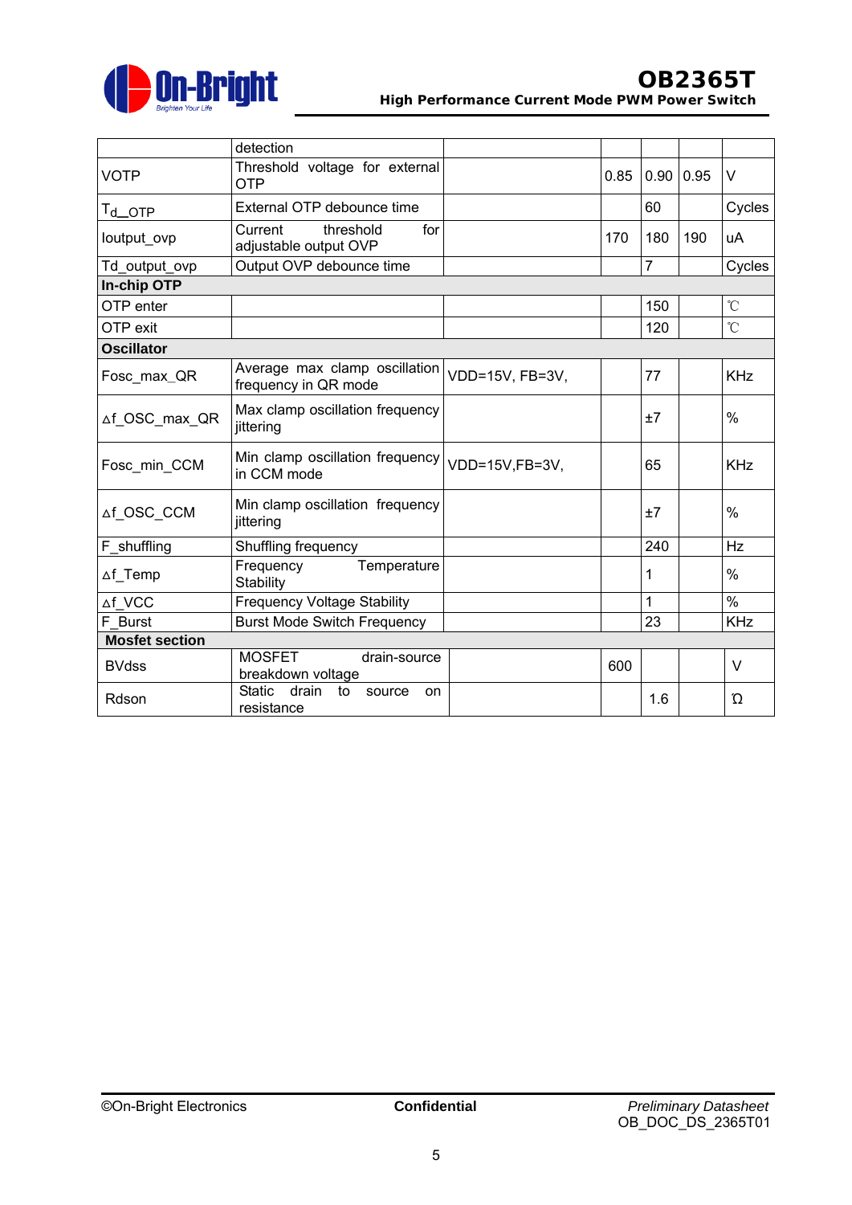| | | | | | | |
|---|---|---|---|---|---|---|
| | detection | | | | | |
| VOTP | Threshold voltage for external OTP | | 0.85 | 0.90 | 0.95 | V |
| $T_{d}$_OTP | External OTP debounce time | | | 60 | | Cycles |
| Ioutput_ovp | Current threshold for adjustable output OVP | | 170 | 180 | 190 | uA |
| Td_output_ovp | Output OVP debounce time | | | 7 | | Cycles |
| **In-chip OTP** | | | | | | |
| OTP enter | | | | 150 | | ℃ |
| OTP exit | | | | 120 | | ℃ |
| **Oscillator** | | | | | | |
| Fosc_max_QR | Average max clamp oscillation frequency in QR mode | VDD=15V, FB=3V, | | 77 | | KHz |
| △f_OSC_max_QR | Max clamp oscillation frequency jittering | | | ±7 | | % |
| Fosc_min_CCM | Min clamp oscillation frequency in CCM mode | VDD=15V,FB=3V, | | 65 | | KHz |
| △f_OSC_CCM | Min clamp oscillation frequency jittering | | | ±7 | | % |
| F_shuffling | Shuffling frequency | | | 240 | | Hz |
| △f_Temp | Frequency Temperature Stability | | | 1 | | % |
| △f_VCC | Frequency Voltage Stability | | | 1 | | % |
| F_Burst | Burst Mode Switch Frequency | | | 23 | | KHz |
| **Mosfet section** | | | | | | |
| BVdss | MOSFET drain-source breakdown voltage | | 600 | | | V |
| Rdson | Static drain to source on resistance | | | 1.6 | | Ω |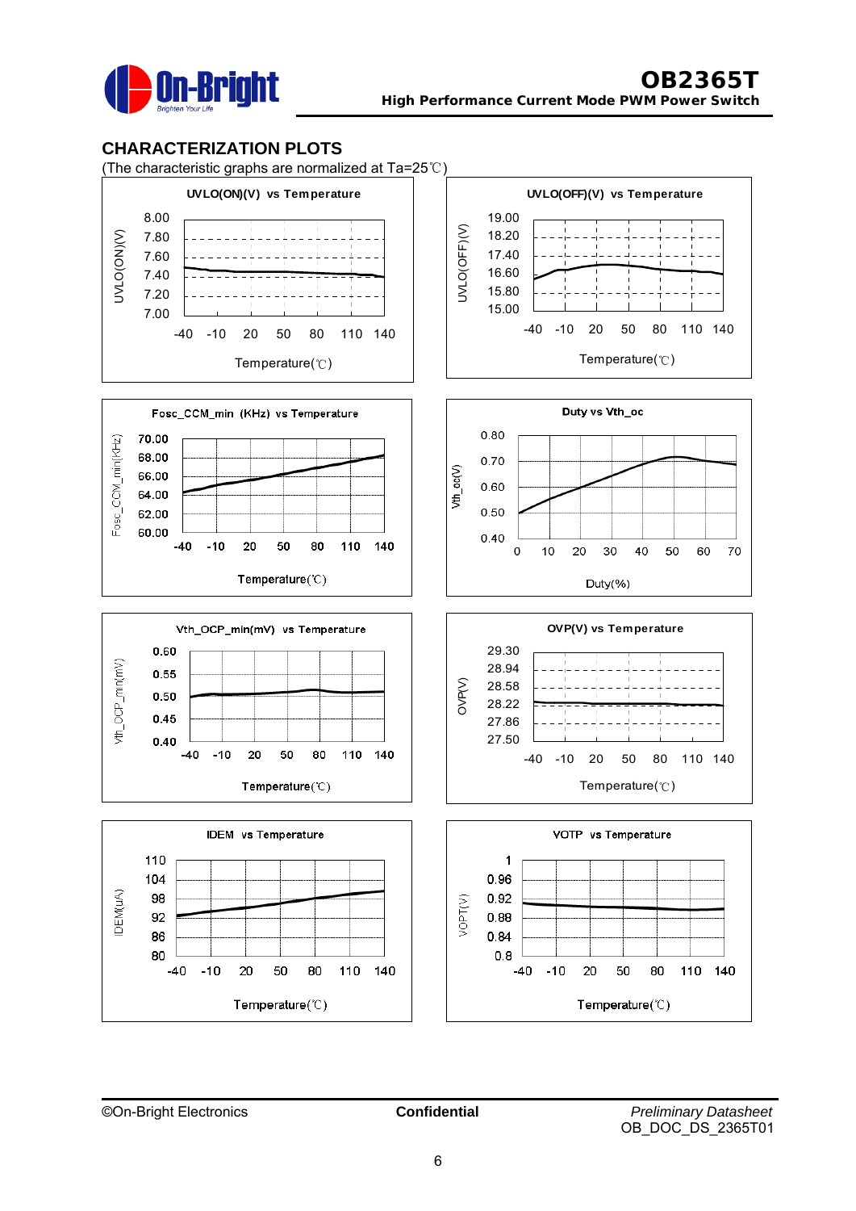## CHARACTERIZATION PLOTS

(The characteristic graphs are normalized at Ta=25℃)

UVLO(ON)(V) vs Temperature

UVLO(ON)(V)

8.00
7.80
7.60
7.40
7.20
7.00

-40 -10 20 50 80 110 140

Temperature(℃)

UVLO(OFF)(V) vs Temperature

UVLO(OFF)(V)

19.00
18.20
17.40
16.60
15.80
15.00

-40 -10 20 50 80 110 140

Temperature(℃)

Fosc_CCM_min (KHz) vs Temperature

Fosc_CCM_min(KHz)

70.00
68.00
66.00
64.00
62.00
60.00

-40 -10 20 50 80 110 140

Temperature(℃)

Duty vs Vth_oc

Vth_oc(V)

0.80
0.70
0.60
0.50
0.40

0 10 20 30 40 50 60 70

Duty(%)

Vth_OCP_min(mV) vs Temperature

Vth_OCP_min(mV)

0.60
0.55
0.50
0.45
0.40

-40 -10 20 50 80 110 140

Temperature(℃)

OVP(V) vs Temperature

OVP(V)

29.30
28.94
28.58
28.22
27.86
27.50

-40 -10 20 50 80 110 140

Temperature(℃)

IDEM vs Temperature

IDEM(uA)

110
104
98
92
86
80

-40 -10 20 50 80 110 140

Temperature(℃)

VOTP vs Temperature

VOPT(V)

1
0.96
0.92
0.88
0.84
0.8

-40 -10 20 50 80 110 140

Temperature(℃)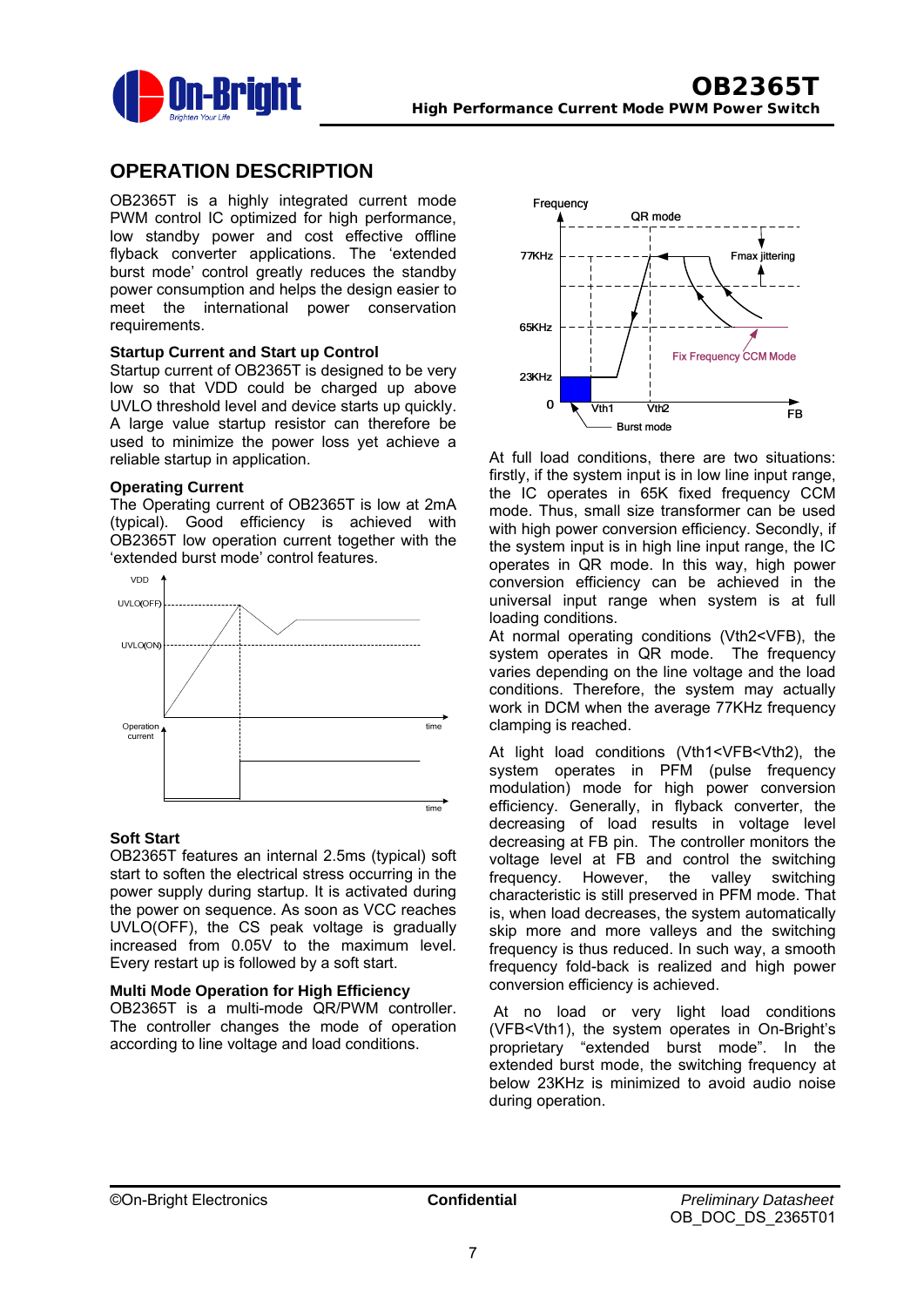## OPERATION DESCRIPTION

OB2365T is a highly integrated current mode PWM control IC optimized for high performance, low standby power and cost effective offline flyback converter applications. The 'extended burst mode' control greatly reduces the standby power consumption and helps the design easier to meet the international power conservation requirements.

**Startup Current and Start up Control**

Startup current of OB2365T is designed to be very low so that VDD could be charged up above UVLO threshold level and device starts up quickly. A large value startup resistor can therefore be used to minimize the power loss yet achieve a reliable startup in application.

**Operating Current**

The Operating current of OB2365T is low at 2mA (typical). Good efficiency is achieved with OB2365T low operation current together with the 'extended burst mode' control features.

**Soft Start**

OB2365T features an internal 2.5ms (typical) soft start to soften the electrical stress occurring in the power supply during startup. It is activated during the power on sequence. As soon as VCC reaches UVLO(OFF), the CS peak voltage is gradually increased from 0.05V to the maximum level. Every restart up is followed by a soft start.

**Multi Mode Operation for High Efficiency**

OB2365T is a multi-mode QR/PWM controller. The controller changes the mode of operation according to line voltage and load conditions.

At full load conditions, there are two situations: firstly, if the system input is in low line input range, the IC operates in 65K fixed frequency CCM mode. Thus, small size transformer can be used with high power conversion efficiency. Secondly, if the system input is in high line input range, the IC operates in QR mode. In this way, high power conversion efficiency can be achieved in the universal input range when system is at full loading conditions.

At normal operating conditions (Vth2<VFB), the system operates in QR mode. The frequency varies depending on the line voltage and the load conditions. Therefore, the system may actually work in DCM when the average 77KHz frequency clamping is reached.

At light load conditions (Vth1<VFB<Vth2), the system operates in PFM (pulse frequency modulation) mode for high power conversion efficiency. Generally, in flyback converter, the decreasing of load results in voltage level decreasing at FB pin. The controller monitors the voltage level at FB and control the switching frequency. However, the valley switching characteristic is still preserved in PFM mode. That is, when load decreases, the system automatically skip more and more valleys and the switching frequency is thus reduced. In such way, a smooth frequency fold-back is realized and high power conversion efficiency is achieved.

At no load or very light load conditions (VFB<Vth1), the system operates in On-Bright's proprietary "extended burst mode". In the extended burst mode, the switching frequency at below 23KHz is minimized to avoid audio noise during operation.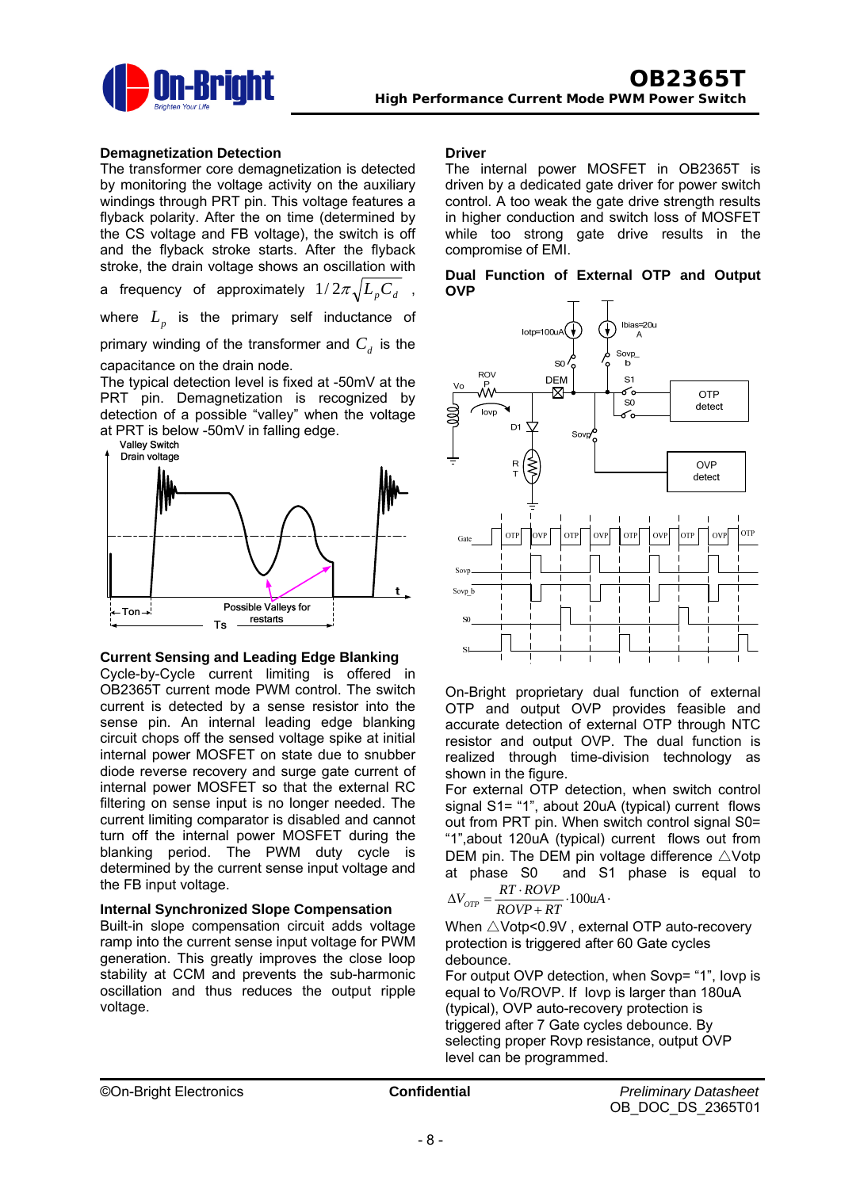### Demagnetization Detection

The transformer core demagnetization is detected by monitoring the voltage activity on the auxiliary windings through PRT pin. This voltage features a flyback polarity. After the on time (determined by the CS voltage and FB voltage), the switch is off and the flyback stroke starts. After the flyback stroke, the drain voltage shows an oscillation with a frequency of approximately $1/2\pi\sqrt{L_p C_d}$ , where $L_p$ is the primary self inductance of primary winding of the transformer and $C_d$ is the capacitance on the drain node.

The typical detection level is fixed at -50mV at the PRT pin. Demagnetization is recognized by detection of a possible "valley" when the voltage at PRT is below -50mV in falling edge.

Valley Switch
Drain voltage
t
Ton
Possible Valleys for restarts
Ts

### Current Sensing and Leading Edge Blanking

Cycle-by-Cycle current limiting is offered in OB2365T current mode PWM control. The switch current is detected by a sense resistor into the sense pin. An internal leading edge blanking circuit chops off the sensed voltage spike at initial internal power MOSFET on state due to snubber diode reverse recovery and surge gate current of internal power MOSFET so that the external RC filtering on sense input is no longer needed. The current limiting comparator is disabled and cannot turn off the internal power MOSFET during the blanking period. The PWM duty cycle is determined by the current sense input voltage and the FB input voltage.

### Internal Synchronized Slope Compensation

Built-in slope compensation circuit adds voltage ramp into the current sense input voltage for PWM generation. This greatly improves the close loop stability at CCM and prevents the sub-harmonic oscillation and thus reduces the output ripple voltage.

### Driver

The internal power MOSFET in OB2365T is driven by a dedicated gate driver for power switch control. A too weak the gate drive strength results in higher conduction and switch loss of MOSFET while too strong gate drive results in the compromise of EMI.

### Dual Function of External OTP and Output OVP

Iotp=100uA
Ibias=20uA
S0
Sovp_b
Vo
ROVP
DEM
S1
S0
OTP detect
Iovp
D1
Sovp
RT
OVP detect
Gate
OTP OVP OTP OVP OTP OVP OTP OVP OTP
Sovp
Sovp_b
S0
S1

On-Bright proprietary dual function of external OTP and output OVP provides feasible and accurate detection of external OTP through NTC resistor and output OVP. The dual function is realized through time-division technology as shown in the figure.

For external OTP detection, when switch control signal S1= "1", about 20uA (typical) current flows out from PRT pin. When switch control signal S0= "1",about 120uA (typical) current flows out from DEM pin. The DEM pin voltage difference △Votp at phase S0 and S1 phase is equal to

$$\Delta V_{OTP} = \frac{RT \cdot ROVP}{ROVP + RT} \cdot 100uA \cdot$$

When △Votp<0.9V , external OTP auto-recovery protection is triggered after 60 Gate cycles debounce.

For output OVP detection, when Sovp= "1", Iovp is equal to Vo/ROVP. If Iovp is larger than 180uA (typical), OVP auto-recovery protection is triggered after 7 Gate cycles debounce. By selecting proper Rovp resistance, output OVP level can be programmed.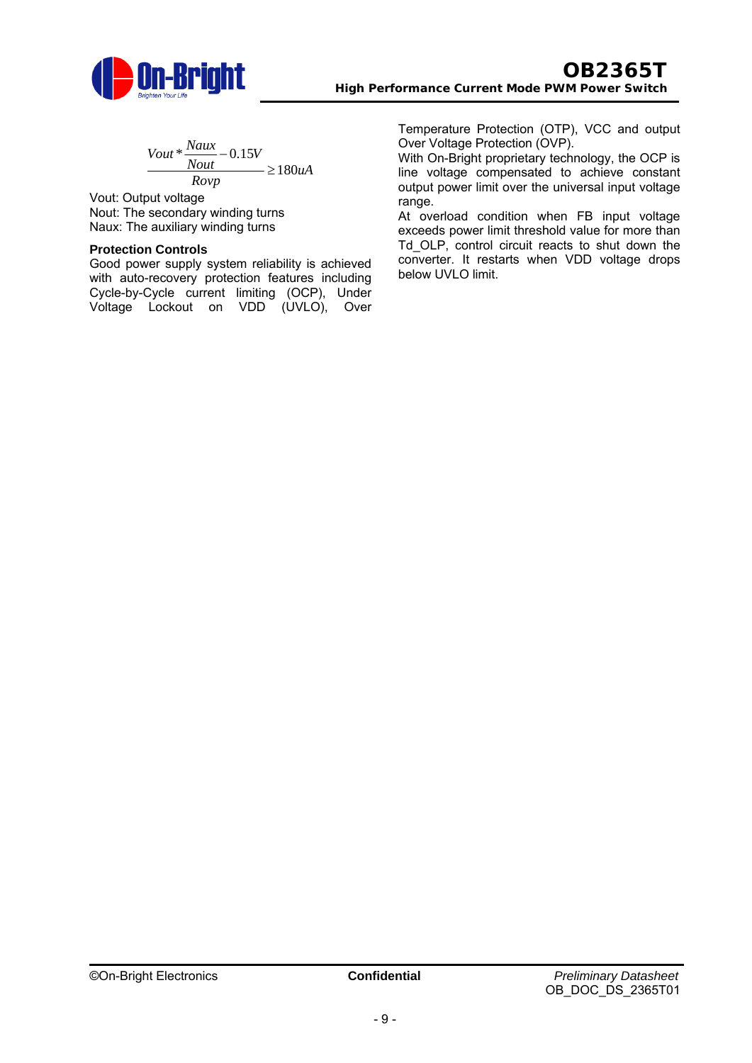$$\frac{Vout * \frac{Naux}{Nout} - 0.15V}{Rovp} \geq 180uA$$

Vout: Output voltage
Nout: The secondary winding turns
Naux: The auxiliary winding turns

**Protection Controls**

Good power supply system reliability is achieved with auto-recovery protection features including Cycle-by-Cycle current limiting (OCP), Under Voltage Lockout on VDD (UVLO), Over Temperature Protection (OTP), VCC and output Over Voltage Protection (OVP).

With On-Bright proprietary technology, the OCP is line voltage compensated to achieve constant output power limit over the universal input voltage range.

At overload condition when FB input voltage exceeds power limit threshold value for more than Td_OLP, control circuit reacts to shut down the converter. It restarts when VDD voltage drops below UVLO limit.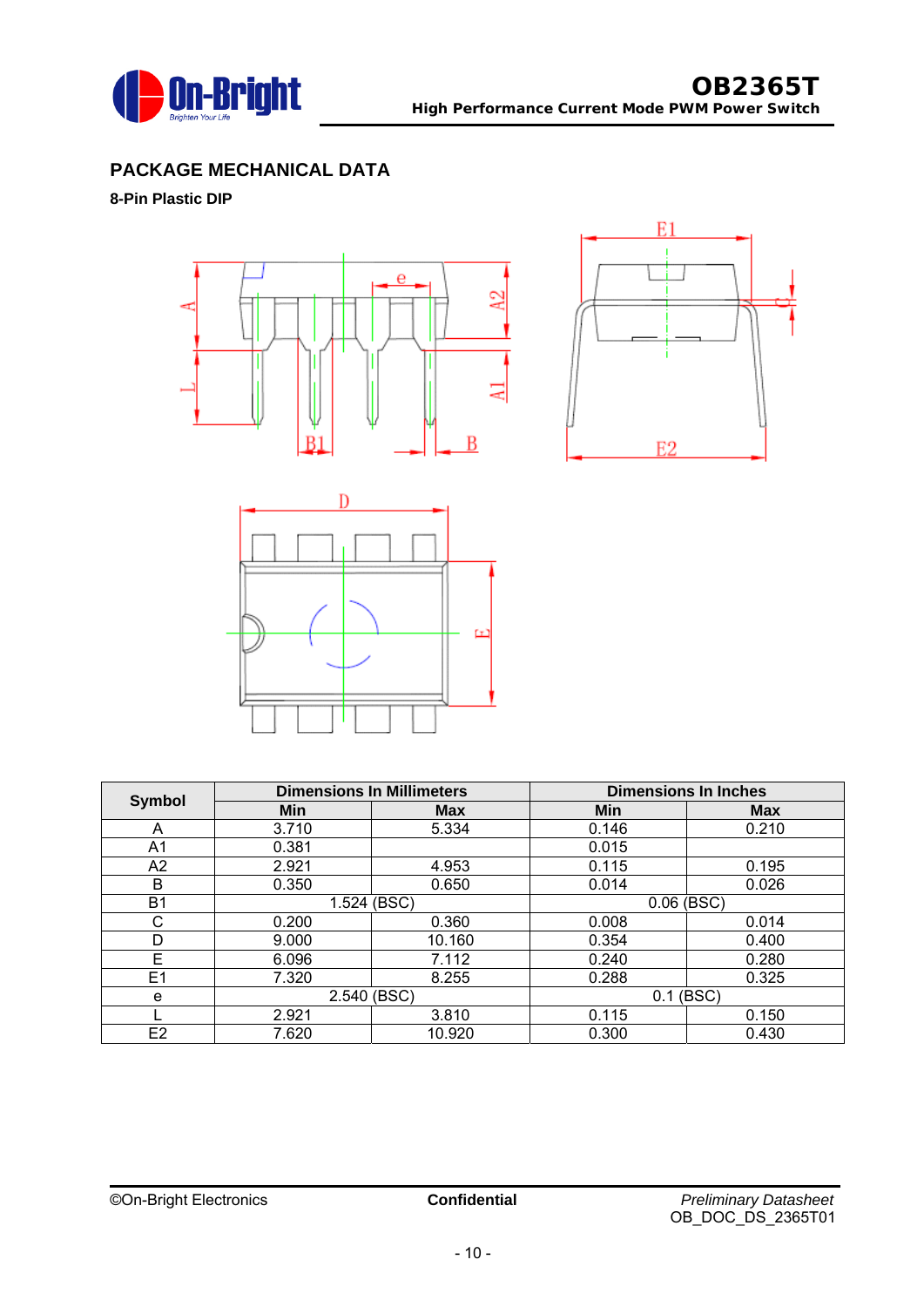## PACKAGE MECHANICAL DATA

**8-Pin Plastic DIP**

| Symbol | Dimensions In Millimeters | | Dimensions In Inches | |
|---|---|---|---|---|
| | Min | Max | Min | Max |
| A | 3.710 | 5.334 | 0.146 | 0.210 |
| A1 | 0.381 | | 0.015 | |
| A2 | 2.921 | 4.953 | 0.115 | 0.195 |
| B | 0.350 | 0.650 | 0.014 | 0.026 |
| B1 | 1.524 (BSC) | | 0.06 (BSC) | |
| C | 0.200 | 0.360 | 0.008 | 0.014 |
| D | 9.000 | 10.160 | 0.354 | 0.400 |
| E | 6.096 | 7.112 | 0.240 | 0.280 |
| E1 | 7.320 | 8.255 | 0.288 | 0.325 |
| e | 2.540 (BSC) | | 0.1 (BSC) | |
| L | 2.921 | 3.810 | 0.115 | 0.150 |
| E2 | 7.620 | 10.920 | 0.300 | 0.430 |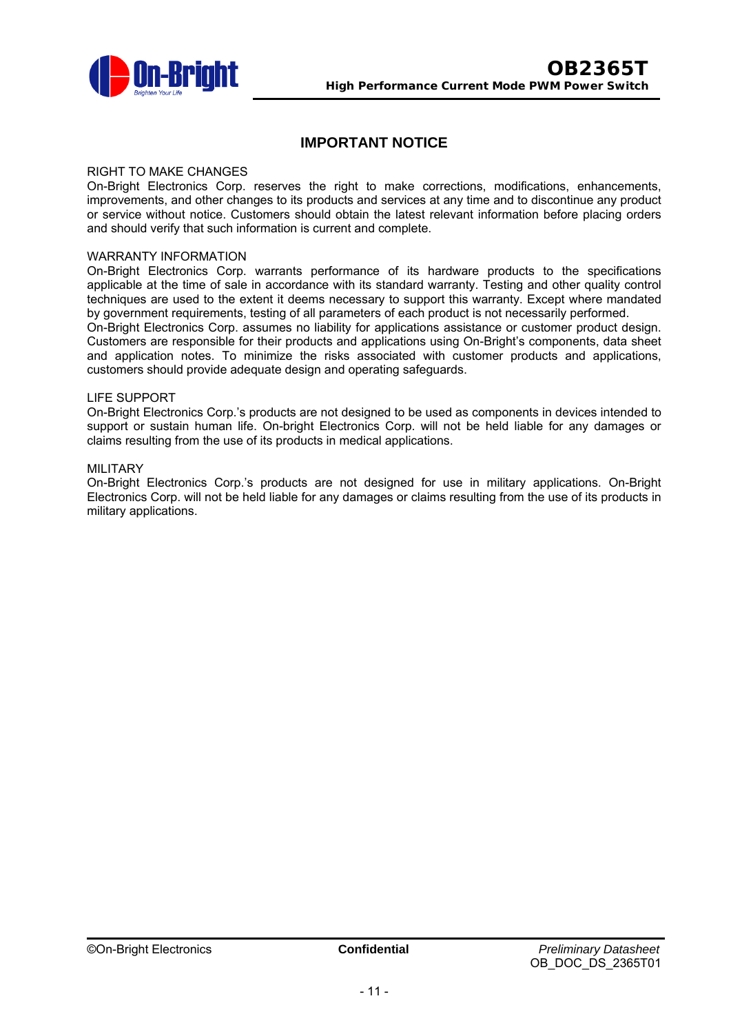## IMPORTANT NOTICE

RIGHT TO MAKE CHANGES

On-Bright Electronics Corp. reserves the right to make corrections, modifications, enhancements, improvements, and other changes to its products and services at any time and to discontinue any product or service without notice. Customers should obtain the latest relevant information before placing orders and should verify that such information is current and complete.

WARRANTY INFORMATION

On-Bright Electronics Corp. warrants performance of its hardware products to the specifications applicable at the time of sale in accordance with its standard warranty. Testing and other quality control techniques are used to the extent it deems necessary to support this warranty. Except where mandated by government requirements, testing of all parameters of each product is not necessarily performed.

On-Bright Electronics Corp. assumes no liability for applications assistance or customer product design. Customers are responsible for their products and applications using On-Bright's components, data sheet and application notes. To minimize the risks associated with customer products and applications, customers should provide adequate design and operating safeguards.

LIFE SUPPORT

On-Bright Electronics Corp.'s products are not designed to be used as components in devices intended to support or sustain human life. On-bright Electronics Corp. will not be held liable for any damages or claims resulting from the use of its products in medical applications.

MILITARY

On-Bright Electronics Corp.'s products are not designed for use in military applications. On-Bright Electronics Corp. will not be held liable for any damages or claims resulting from the use of its products in military applications.